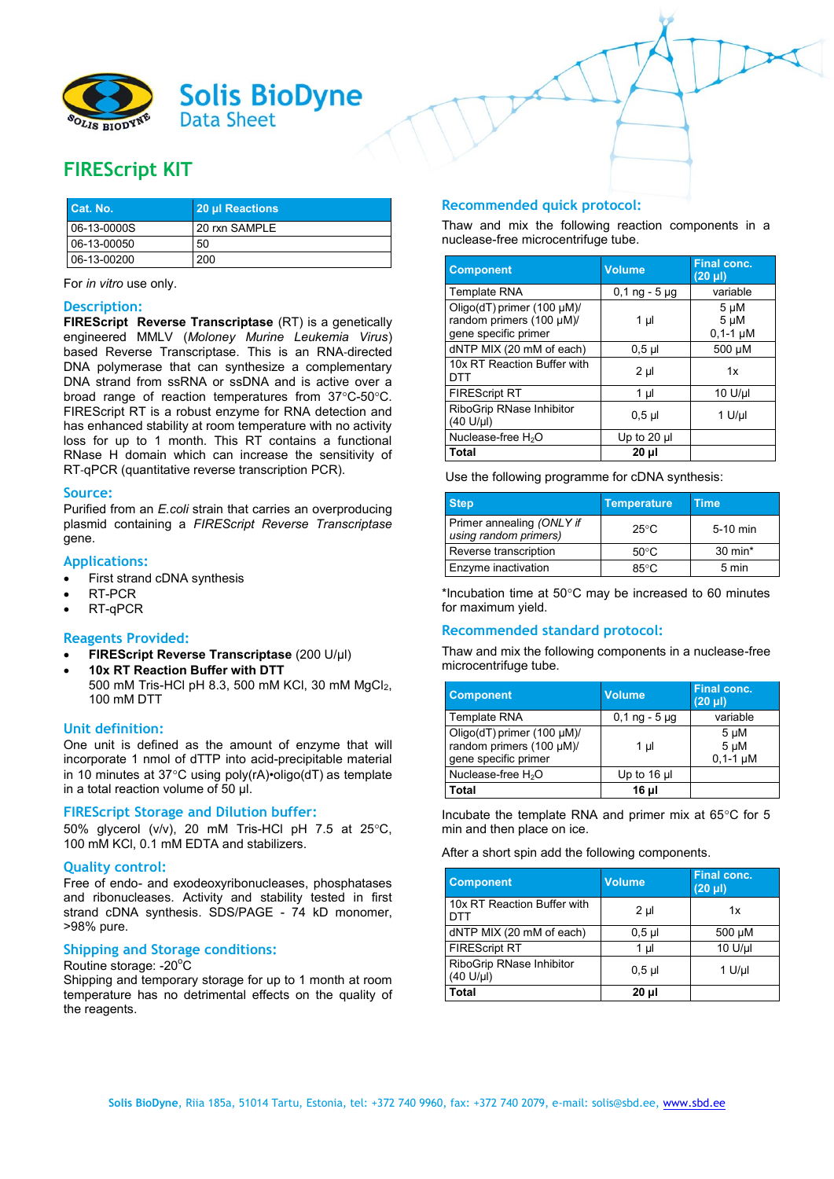# Solis BioDyne
Data Sheet

## FIREScript KIT

| Cat. No. | 20 µl Reactions |
|---|---|
| 06-13-0000S | 20 rxn SAMPLE |
| 06-13-00050 | 50 |
| 06-13-00200 | 200 |

For *in vitro* use only.

### Description:

**FIREScript Reverse Transcriptase** (RT) is a genetically engineered MMLV (*Moloney Murine Leukemia Virus*) based Reverse Transcriptase. This is an RNA-directed DNA polymerase that can synthesize a complementary DNA strand from ssRNA or ssDNA and is active over a broad range of reaction temperatures from 37°C-50°C. FIREScript RT is a robust enzyme for RNA detection and has enhanced stability at room temperature with no activity loss for up to 1 month. This RT contains a functional RNase H domain which can increase the sensitivity of RT-qPCR (quantitative reverse transcription PCR).

### Source:

Purified from an *E.coli* strain that carries an overproducing plasmid containing a *FIREScript Reverse Transcriptase* gene.

### Applications:

- First strand cDNA synthesis
- RT-PCR
- RT-qPCR

### Reagents Provided:

- **FIREScript Reverse Transcriptase** (200 U/µl)
- **10x RT Reaction Buffer with DTT**
  500 mM Tris-HCl pH 8.3, 500 mM KCl, 30 mM $MgCl_2$, 100 mM DTT

### Unit definition:

One unit is defined as the amount of enzyme that will incorporate 1 nmol of dTTP into acid-precipitable material in 10 minutes at 37°C using poly(rA)•oligo(dT) as template in a total reaction volume of 50 µl.

### FIREScript Storage and Dilution buffer:

50% glycerol (v/v), 20 mM Tris-HCl pH 7.5 at 25°C, 100 mM KCl, 0.1 mM EDTA and stabilizers.

### Quality control:

Free of endo- and exodeoxyribonucleases, phosphatases and ribonucleases. Activity and stability tested in first strand cDNA synthesis. SDS/PAGE - 74 kD monomer, >98% pure.

### Shipping and Storage conditions:

Routine storage: -20°C
Shipping and temporary storage for up to 1 month at room temperature has no detrimental effects on the quality of the reagents.

### Recommended quick protocol:

Thaw and mix the following reaction components in a nuclease-free microcentrifuge tube.

| Component | Volume | Final conc. (20 µl) |
|---|---|---|
| Template RNA | 0,1 ng - 5 µg | variable |
| Oligo(dT) primer (100 µM)/ random primers (100 µM)/ gene specific primer | 1 µl | 5 µM<br>5 µM<br>0,1-1 µM |
| dNTP MIX (20 mM of each) | 0,5 µl | 500 µM |
| 10x RT Reaction Buffer with DTT | 2 µl | 1x |
| FIREScript RT | 1 µl | 10 U/µl |
| RiboGrip RNase Inhibitor (40 U/µl) | 0,5 µl | 1 U/µl |
| Nuclease-free $H_2O$ | Up to 20 µl | |
| **Total** | **20 µl** | |

Use the following programme for cDNA synthesis:

| Step | Temperature | Time |
|---|---|---|
| Primer annealing *(ONLY if using random primers)* | 25°C | 5-10 min |
| Reverse transcription | 50°C | 30 min* |
| Enzyme inactivation | 85°C | 5 min |

*Incubation time at 50°C may be increased to 60 minutes for maximum yield.

### Recommended standard protocol:

Thaw and mix the following components in a nuclease-free microcentrifuge tube.

| Component | Volume | Final conc. (20 µl) |
|---|---|---|
| Template RNA | 0,1 ng - 5 µg | variable |
| Oligo(dT) primer (100 µM)/ random primers (100 µM)/ gene specific primer | 1 µl | 5 µM<br>5 µM<br>0,1-1 µM |
| Nuclease-free $H_2O$ | Up to 16 µl | |
| **Total** | **16 µl** | |

Incubate the template RNA and primer mix at 65°C for 5 min and then place on ice.

After a short spin add the following components.

| Component | Volume | Final conc. (20 µl) |
|---|---|---|
| 10x RT Reaction Buffer with DTT | 2 µl | 1x |
| dNTP MIX (20 mM of each) | 0,5 µl | 500 µM |
| FIREScript RT | 1 µl | 10 U/µl |
| RiboGrip RNase Inhibitor (40 U/µl) | 0,5 µl | 1 U/µl |
| **Total** | **20 µl** | |

Solis BioDyne, Riia 185a, 51014 Tartu, Estonia, tel: +372 740 9960, fax: +372 740 2079, e-mail: solis@sbd.ee, www.sbd.ee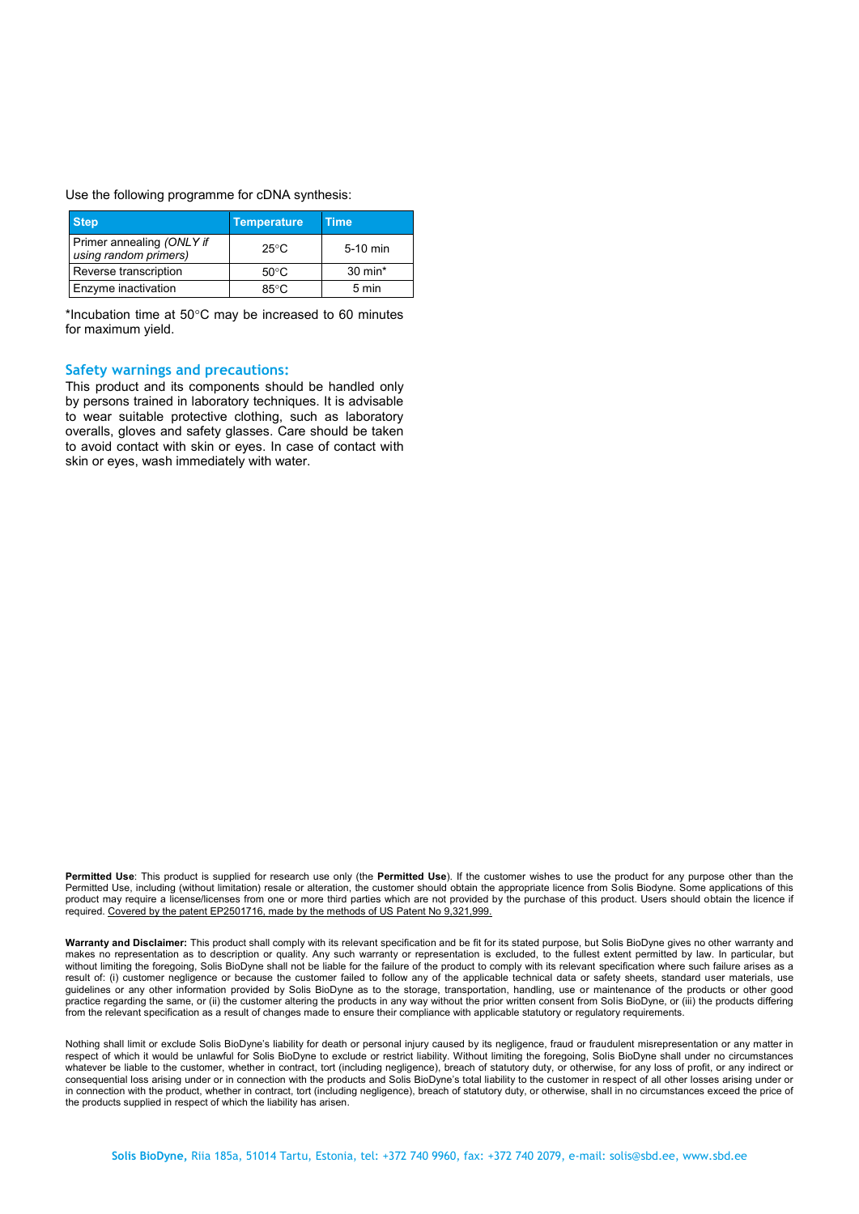Use the following programme for cDNA synthesis:

| Step | Temperature | Time |
|---|---|---|
| Primer annealing *(ONLY if using random primers)* | 25°C | 5-10 min |
| Reverse transcription | 50°C | 30 min* |
| Enzyme inactivation | 85°C | 5 min |

*Incubation time at 50°C may be increased to 60 minutes for maximum yield.

## Safety warnings and precautions:

This product and its components should be handled only by persons trained in laboratory techniques. It is advisable to wear suitable protective clothing, such as laboratory overalls, gloves and safety glasses. Care should be taken to avoid contact with skin or eyes. In case of contact with skin or eyes, wash immediately with water.

**Permitted Use**: This product is supplied for research use only (the **Permitted Use**). If the customer wishes to use the product for any purpose other than the Permitted Use, including (without limitation) resale or alteration, the customer should obtain the appropriate licence from Solis Biodyne. Some applications of this product may require a license/licenses from one or more third parties which are not provided by the purchase of this product. Users should obtain the licence if required. Covered by the patent EP2501716, made by the methods of US Patent No 9,321,999.

**Warranty and Disclaimer:** This product shall comply with its relevant specification and be fit for its stated purpose, but Solis BioDyne gives no other warranty and makes no representation as to description or quality. Any such warranty or representation is excluded, to the fullest extent permitted by law. In particular, but without limiting the foregoing, Solis BioDyne shall not be liable for the failure of the product to comply with its relevant specification where such failure arises as a result of: (i) customer negligence or because the customer failed to follow any of the applicable technical data or safety sheets, standard user materials, use guidelines or any other information provided by Solis BioDyne as to the storage, transportation, handling, use or maintenance of the products or other good practice regarding the same, or (ii) the customer altering the products in any way without the prior written consent from Solis BioDyne, or (iii) the products differing from the relevant specification as a result of changes made to ensure their compliance with applicable statutory or regulatory requirements.

Nothing shall limit or exclude Solis BioDyne's liability for death or personal injury caused by its negligence, fraud or fraudulent misrepresentation or any matter in respect of which it would be unlawful for Solis BioDyne to exclude or restrict liability. Without limiting the foregoing, Solis BioDyne shall under no circumstances whatever be liable to the customer, whether in contract, tort (including negligence), breach of statutory duty, or otherwise, for any loss of profit, or any indirect or consequential loss arising under or in connection with the products and Solis BioDyne's total liability to the customer in respect of all other losses arising under or in connection with the product, whether in contract, tort (including negligence), breach of statutory duty, or otherwise, shall in no circumstances exceed the price of the products supplied in respect of which the liability has arisen.

**Solis BioDyne,** Riia 185a, 51014 Tartu, Estonia, tel: +372 740 9960, fax: +372 740 2079, e-mail: solis@sbd.ee, www.sbd.ee